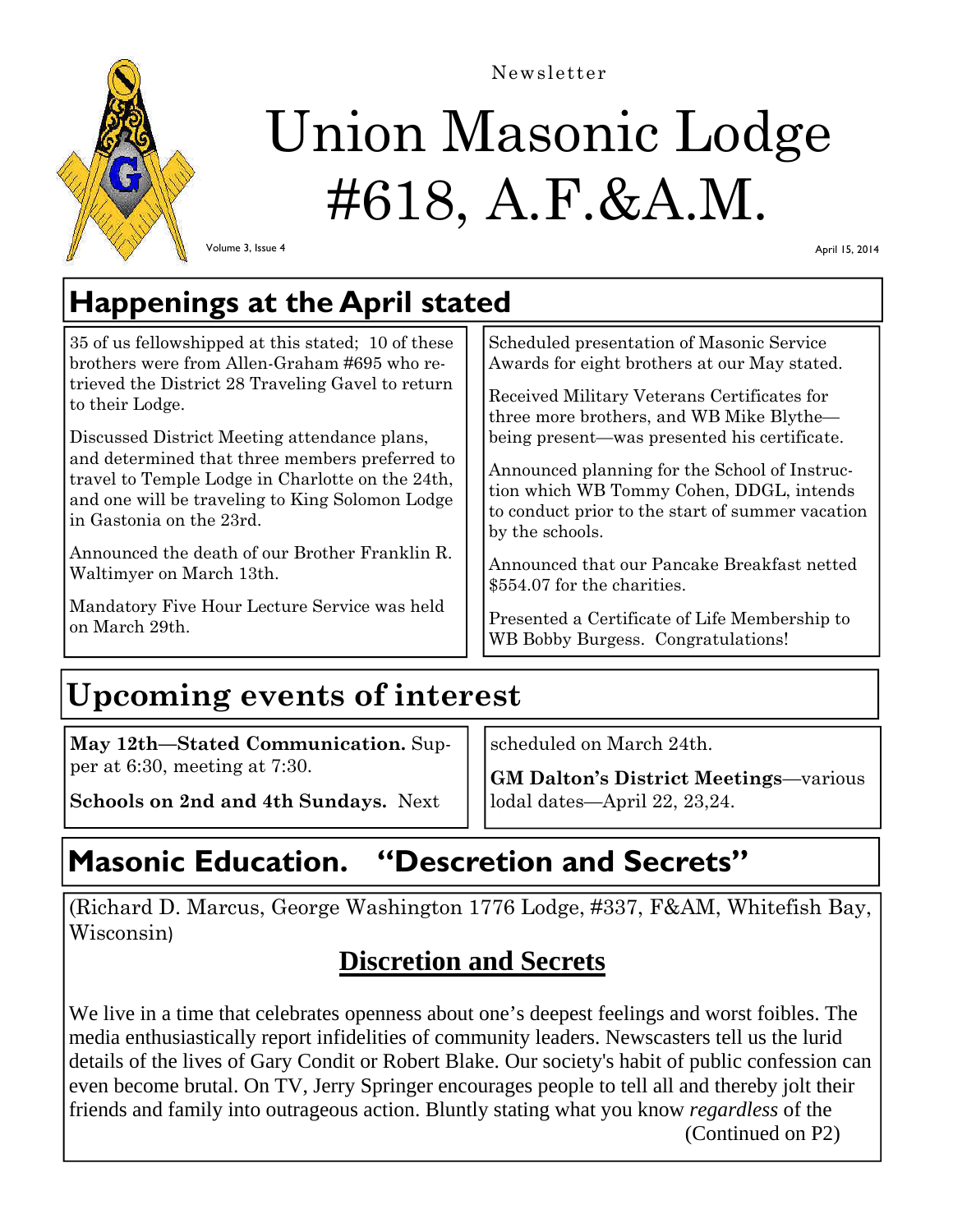Newsletter

# Union Masonic Lodge #618, A.F.&A.M.

Volume 3, Issue 4

April 15, 2014

## Happenings at the April stated

35 of us fellowshipped at this stated; 10 of these brothers were from Allen-Graham #695 who retrieved the District 28 Traveling Gavel to return to their Lodge.

Discussed District Meeting attendance plans, and determined that three members preferred to travel to Temple Lodge in Charlotte on the 24th, and one will be traveling to King Solomon Lodge in Gastonia on the 23rd.

Announced the death of our Brother Franklin R. Waltimyer on March 13th.

Mandatory Five Hour Lecture Service was held on March 29th.

Scheduled presentation of Masonic Service Awards for eight brothers at our May stated.

Received Military Veterans Certificates for three more brothers, and WB Mike Blythe—being present—was presented his certificate.

Announced planning for the School of Instruction which WB Tommy Cohen, DDGL, intends to conduct prior to the start of summer vacation by the schools.

Announced that our Pancake Breakfast netted $554.07 for the charities.

Presented a Certificate of Life Membership to WB Bobby Burgess. Congratulations!

## Upcoming events of interest

**May 12th—Stated Communication.** Supper at 6:30, meeting at 7:30.

**Schools on 2nd and 4th Sundays.** Next scheduled on March 24th.

**GM Dalton's District Meetings**—various lodal dates—April 22, 23,24.

## Masonic Education. "Descretion and Secrets"

(Richard D. Marcus, George Washington 1776 Lodge, #337, F&AM, Whitefish Bay, Wisconsin)

### Discretion and Secrets

We live in a time that celebrates openness about one's deepest feelings and worst foibles. The media enthusiastically report infidelities of community leaders. Newscasters tell us the lurid details of the lives of Gary Condit or Robert Blake. Our society's habit of public confession can even become brutal. On TV, Jerry Springer encourages people to tell all and thereby jolt their friends and family into outrageous action. Bluntly stating what you know *regardless* of the

(Continued on P2)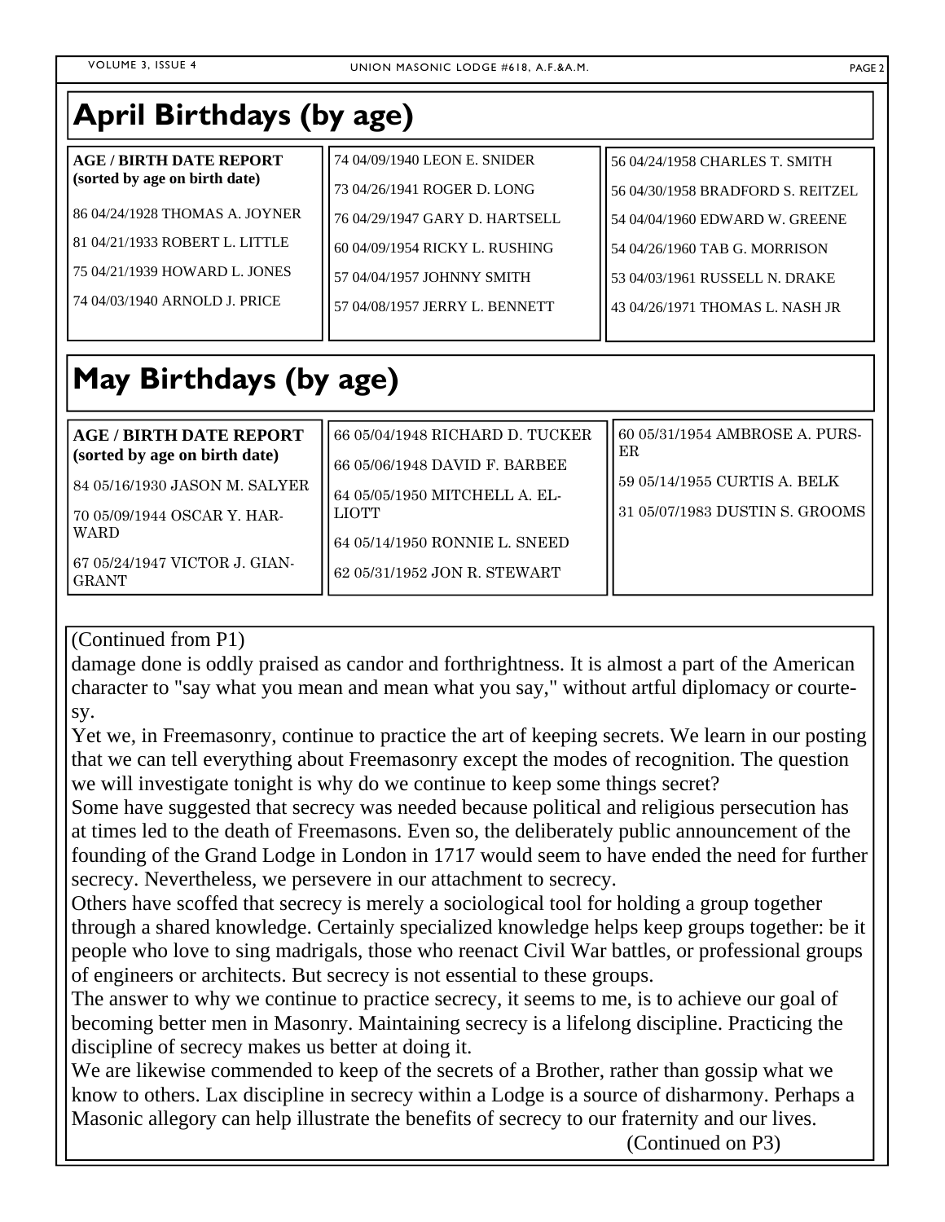# April Birthdays (by age)

**AGE / BIRTH DATE REPORT (sorted by age on birth date)**

86 04/24/1928 THOMAS A. JOYNER

81 04/21/1933 ROBERT L. LITTLE

75 04/21/1939 HOWARD L. JONES

74 04/03/1940 ARNOLD J. PRICE

74 04/09/1940 LEON E. SNIDER

73 04/26/1941 ROGER D. LONG

76 04/29/1947 GARY D. HARTSELL

60 04/09/1954 RICKY L. RUSHING

57 04/04/1957 JOHNNY SMITH

57 04/08/1957 JERRY L. BENNETT

56 04/24/1958 CHARLES T. SMITH

56 04/30/1958 BRADFORD S. REITZEL

54 04/04/1960 EDWARD W. GREENE

54 04/26/1960 TAB G. MORRISON

53 04/03/1961 RUSSELL N. DRAKE

43 04/26/1971 THOMAS L. NASH JR

# May Birthdays (by age)

**AGE / BIRTH DATE REPORT (sorted by age on birth date)**

84 05/16/1930 JASON M. SALYER

70 05/09/1944 OSCAR Y. HARWARD

67 05/24/1947 VICTOR J. GIANGRANT

66 05/04/1948 RICHARD D. TUCKER

66 05/06/1948 DAVID F. BARBEE

64 05/05/1950 MITCHELL A. ELLIOTT

64 05/14/1950 RONNIE L. SNEED

62 05/31/1952 JON R. STEWART

60 05/31/1954 AMBROSE A. PURSER

59 05/14/1955 CURTIS A. BELK

31 05/07/1983 DUSTIN S. GROOMS

(Continued from P1)

damage done is oddly praised as candor and forthrightness. It is almost a part of the American character to "say what you mean and mean what you say," without artful diplomacy or courtesy.

Yet we, in Freemasonry, continue to practice the art of keeping secrets. We learn in our posting that we can tell everything about Freemasonry except the modes of recognition. The question we will investigate tonight is why do we continue to keep some things secret?

Some have suggested that secrecy was needed because political and religious persecution has at times led to the death of Freemasons. Even so, the deliberately public announcement of the founding of the Grand Lodge in London in 1717 would seem to have ended the need for further secrecy. Nevertheless, we persevere in our attachment to secrecy.

Others have scoffed that secrecy is merely a sociological tool for holding a group together through a shared knowledge. Certainly specialized knowledge helps keep groups together: be it people who love to sing madrigals, those who reenact Civil War battles, or professional groups of engineers or architects. But secrecy is not essential to these groups.

The answer to why we continue to practice secrecy, it seems to me, is to achieve our goal of becoming better men in Masonry. Maintaining secrecy is a lifelong discipline. Practicing the discipline of secrecy makes us better at doing it.

We are likewise commended to keep of the secrets of a Brother, rather than gossip what we know to others. Lax discipline in secrecy within a Lodge is a source of disharmony. Perhaps a Masonic allegory can help illustrate the benefits of secrecy to our fraternity and our lives.

(Continued on P3)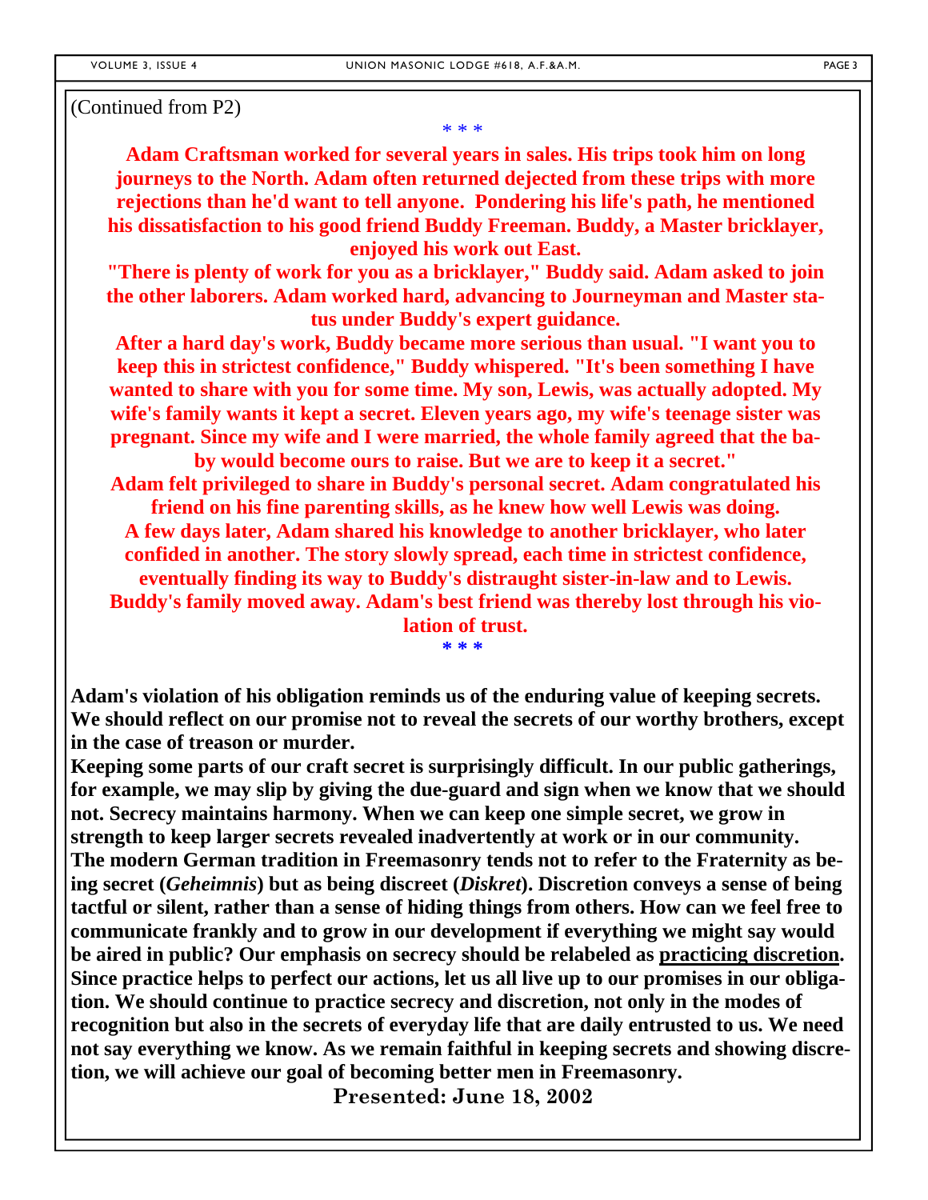(Continued from P2)

\* \* \*

**Adam Craftsman worked for several years in sales. His trips took him on long journeys to the North. Adam often returned dejected from these trips with more rejections than he'd want to tell anyone. Pondering his life's path, he mentioned his dissatisfaction to his good friend Buddy Freeman. Buddy, a Master bricklayer, enjoyed his work out East.**

**"There is plenty of work for you as a bricklayer," Buddy said. Adam asked to join the other laborers. Adam worked hard, advancing to Journeyman and Master status under Buddy's expert guidance.**

**After a hard day's work, Buddy became more serious than usual. "I want you to keep this in strictest confidence," Buddy whispered. "It's been something I have wanted to share with you for some time. My son, Lewis, was actually adopted. My wife's family wants it kept a secret. Eleven years ago, my wife's teenage sister was pregnant. Since my wife and I were married, the whole family agreed that the baby would become ours to raise. But we are to keep it a secret."**

**Adam felt privileged to share in Buddy's personal secret. Adam congratulated his friend on his fine parenting skills, as he knew how well Lewis was doing.**

**A few days later, Adam shared his knowledge to another bricklayer, who later confided in another. The story slowly spread, each time in strictest confidence, eventually finding its way to Buddy's distraught sister-in-law and to Lewis.**

**Buddy's family moved away. Adam's best friend was thereby lost through his violation of trust.**

\* \* \*

**Adam's violation of his obligation reminds us of the enduring value of keeping secrets. We should reflect on our promise not to reveal the secrets of our worthy brothers, except in the case of treason or murder.**

**Keeping some parts of our craft secret is surprisingly difficult. In our public gatherings, for example, we may slip by giving the due-guard and sign when we know that we should not. Secrecy maintains harmony. When we can keep one simple secret, we grow in strength to keep larger secrets revealed inadvertently at work or in our community.**

**The modern German tradition in Freemasonry tends not to refer to the Fraternity as being secret (*Geheimnis*) but as being discreet (*Diskret*). Discretion conveys a sense of being tactful or silent, rather than a sense of hiding things from others. How can we feel free to communicate frankly and to grow in our development if everything we might say would be aired in public? Our emphasis on secrecy should be relabeled as <u>practicing discretion</u>. Since practice helps to perfect our actions, let us all live up to our promises in our obligation. We should continue to practice secrecy and discretion, not only in the modes of recognition but also in the secrets of everyday life that are daily entrusted to us. We need not say everything we know. As we remain faithful in keeping secrets and showing discretion, we will achieve our goal of becoming better men in Freemasonry.**

**Presented: June 18, 2002**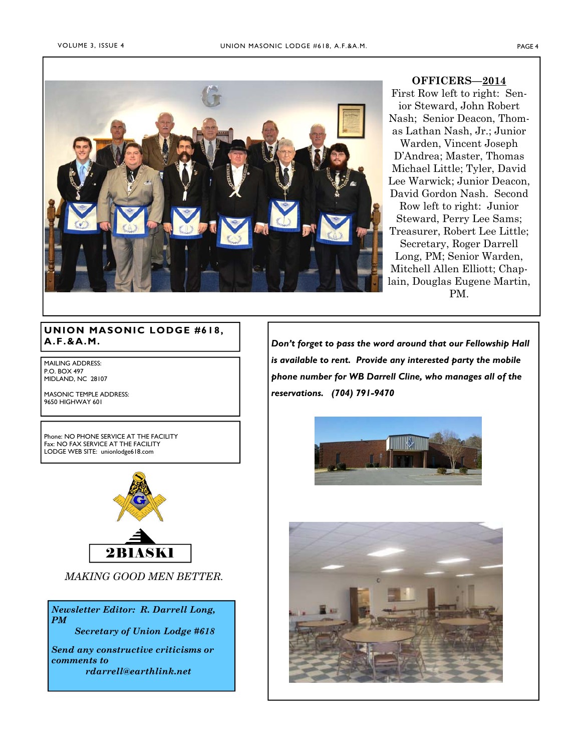**OFFICERS—2014**

First Row left to right: Senior Steward, John Robert Nash; Senior Deacon, Thomas Lathan Nash, Jr.; Junior Warden, Vincent Joseph D'Andrea; Master, Thomas Michael Little; Tyler, David Lee Warwick; Junior Deacon, David Gordon Nash. Second Row left to right: Junior Steward, Perry Lee Sams; Treasurer, Robert Lee Little; Secretary, Roger Darrell Long, PM; Senior Warden, Mitchell Allen Elliott; Chaplain, Douglas Eugene Martin, PM.

## UNION MASONIC LODGE #618, A.F.&A.M.

MAILING ADDRESS:
P.O. BOX 497
MIDLAND, NC 28107

MASONIC TEMPLE ADDRESS:
9650 HIGHWAY 601

Phone: NO PHONE SERVICE AT THE FACILITY
Fax: NO FAX SERVICE AT THE FACILITY
LODGE WEB SITE: unionlodge618.com

2B1ASK1

*MAKING GOOD MEN BETTER.*

***Newsletter Editor: R. Darrell Long, PM***
***Secretary of Union Lodge #618***

***Send any constructive criticisms or comments to rdarrell@earthlink.net***

***Don't forget to pass the word around that our Fellowship Hall is available to rent. Provide any interested party the mobile phone number for WB Darrell Cline, who manages all of the reservations. (704) 791-9470***